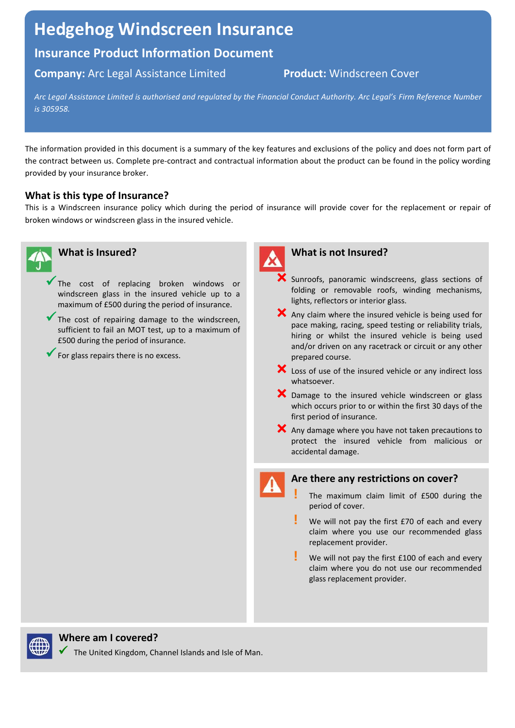# Hedgehog Windscreen Insurance

## Insurance Product Information Document

**Company:** Arc Legal Assistance Limited **Product:** Windscreen Cover

*Arc Legal Assistance Limited is authorised and regulated by the Financial Conduct Authority. Arc Legal's Firm Reference Number is 305958.*

The information provided in this document is a summary of the key features and exclusions of the policy and does not form part of the contract between us. Complete pre-contract and contractual information about the product can be found in the policy wording provided by your insurance broker.

### What is this type of Insurance?

This is a Windscreen insurance policy which during the period of insurance will provide cover for the replacement or repair of broken windows or windscreen glass in the insured vehicle.

### What is Insured?

- ✓ The cost of replacing broken windows or windscreen glass in the insured vehicle up to a maximum of £500 during the period of insurance.
- ✓ The cost of repairing damage to the windscreen, sufficient to fail an MOT test, up to a maximum of £500 during the period of insurance.
- ✓ For glass repairs there is no excess.

### What is not Insured?

- ✗ Sunroofs, panoramic windscreens, glass sections of folding or removable roofs, winding mechanisms, lights, reflectors or interior glass.
- ✗ Any claim where the insured vehicle is being used for pace making, racing, speed testing or reliability trials, hiring or whilst the insured vehicle is being used and/or driven on any racetrack or circuit or any other prepared course.
- ✗ Loss of use of the insured vehicle or any indirect loss whatsoever.
- ✗ Damage to the insured vehicle windscreen or glass which occurs prior to or within the first 30 days of the first period of insurance.
- ✗ Any damage where you have not taken precautions to protect the insured vehicle from malicious or accidental damage.

### Are there any restrictions on cover?

- ! The maximum claim limit of £500 during the period of cover.
- ! We will not pay the first £70 of each and every claim where you use our recommended glass replacement provider.
- ! We will not pay the first £100 of each and every claim where you do not use our recommended glass replacement provider.

### Where am I covered?

- ✓ The United Kingdom, Channel Islands and Isle of Man.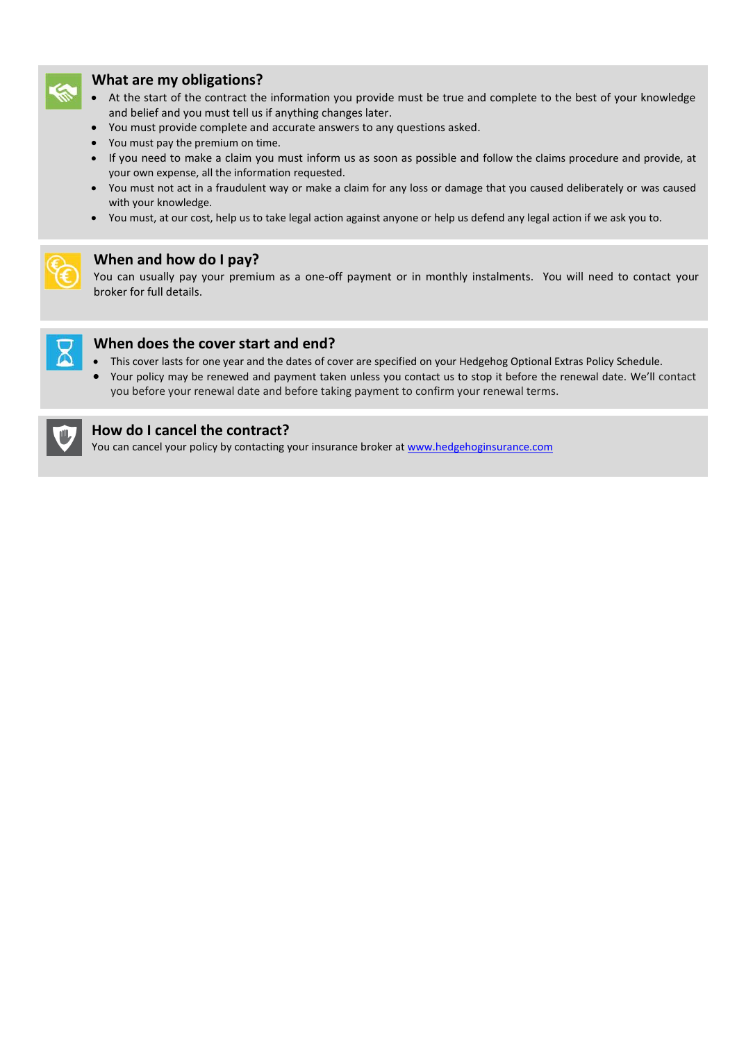## What are my obligations?

- At the start of the contract the information you provide must be true and complete to the best of your knowledge and belief and you must tell us if anything changes later.
- You must provide complete and accurate answers to any questions asked.
- You must pay the premium on time.
- If you need to make a claim you must inform us as soon as possible and follow the claims procedure and provide, at your own expense, all the information requested.
- You must not act in a fraudulent way or make a claim for any loss or damage that you caused deliberately or was caused with your knowledge.
- You must, at our cost, help us to take legal action against anyone or help us defend any legal action if we ask you to.

## When and how do I pay?

You can usually pay your premium as a one-off payment or in monthly instalments. You will need to contact your broker for full details.

## When does the cover start and end?

- This cover lasts for one year and the dates of cover are specified on your Hedgehog Optional Extras Policy Schedule.
- Your policy may be renewed and payment taken unless you contact us to stop it before the renewal date. We'll contact you before your renewal date and before taking payment to confirm your renewal terms.

## How do I cancel the contract?

You can cancel your policy by contacting your insurance broker at [www.hedgehoginsurance.com](http://www.hedgehoginsurance.com)